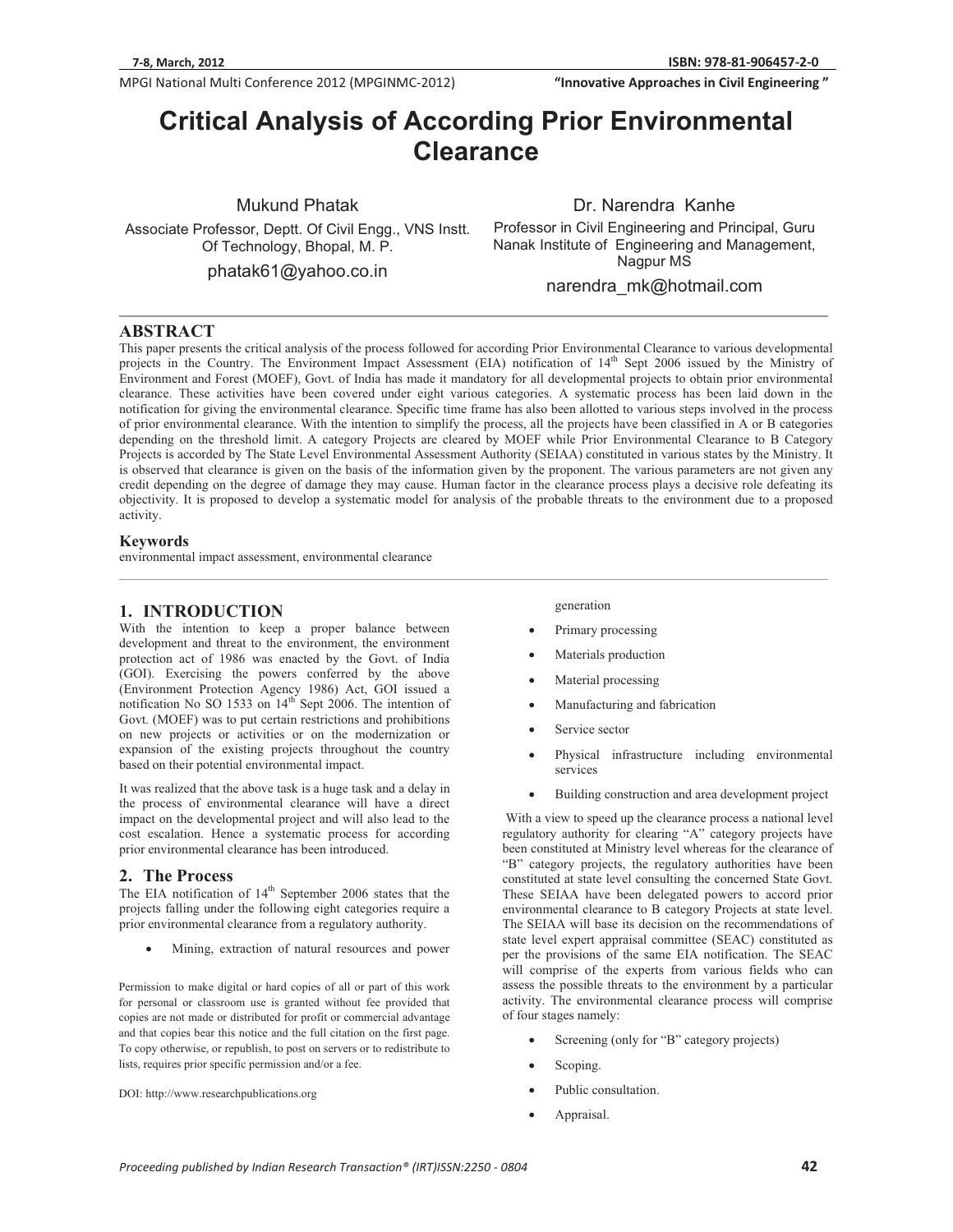# Critical Analysis of According Prior Environmental Clearance

Mukund Phatak
Associate Professor, Deptt. Of Civil Engg., VNS Instt. Of Technology, Bhopal, M. P.
phatak61@yahoo.co.in

Dr. Narendra Kanhe
Professor in Civil Engineering and Principal, Guru Nanak Institute of Engineering and Management, Nagpur MS
narendra_mk@hotmail.com

## ABSTRACT

This paper presents the critical analysis of the process followed for according Prior Environmental Clearance to various developmental projects in the Country. The Environment Impact Assessment (EIA) notification of 14th Sept 2006 issued by the Ministry of Environment and Forest (MOEF), Govt. of India has made it mandatory for all developmental projects to obtain prior environmental clearance. These activities have been covered under eight various categories. A systematic process has been laid down in the notification for giving the environmental clearance. Specific time frame has also been allotted to various steps involved in the process of prior environmental clearance. With the intention to simplify the process, all the projects have been classified in A or B categories depending on the threshold limit. A category Projects are cleared by MOEF while Prior Environmental Clearance to B Category Projects is accorded by The State Level Environmental Assessment Authority (SEIAA) constituted in various states by the Ministry. It is observed that clearance is given on the basis of the information given by the proponent. The various parameters are not given any credit depending on the degree of damage they may cause. Human factor in the clearance process plays a decisive role defeating its objectivity. It is proposed to develop a systematic model for analysis of the probable threats to the environment due to a proposed activity.

### Keywords

environmental impact assessment, environmental clearance

## 1. INTRODUCTION

With the intention to keep a proper balance between development and threat to the environment, the environment protection act of 1986 was enacted by the Govt. of India (GOI). Exercising the powers conferred by the above (Environment Protection Agency 1986) Act, GOI issued a notification No SO 1533 on 14th Sept 2006. The intention of Govt. (MOEF) was to put certain restrictions and prohibitions on new projects or activities or on the modernization or expansion of the existing projects throughout the country based on their potential environmental impact.

It was realized that the above task is a huge task and a delay in the process of environmental clearance will have a direct impact on the developmental project and will also lead to the cost escalation. Hence a systematic process for according prior environmental clearance has been introduced.

## 2. The Process

The EIA notification of 14th September 2006 states that the projects falling under the following eight categories require a prior environmental clearance from a regulatory authority.

- Mining, extraction of natural resources and power generation
- Primary processing
- Materials production
- Material processing
- Manufacturing and fabrication
- Service sector
- Physical infrastructure including environmental services
- Building construction and area development project

With a view to speed up the clearance process a national level regulatory authority for clearing "A" category projects have been constituted at Ministry level whereas for the clearance of "B" category projects, the regulatory authorities have been constituted at state level consulting the concerned State Govt. These SEIAA have been delegated powers to accord prior environmental clearance to B category Projects at state level. The SEIAA will base its decision on the recommendations of state level expert appraisal committee (SEAC) constituted as per the provisions of the same EIA notification. The SEAC will comprise of the experts from various fields who can assess the possible threats to the environment by a particular activity. The environmental clearance process will comprise of four stages namely:

- Screening (only for "B" category projects)
- Scoping.
- Public consultation.
- Appraisal.

Permission to make digital or hard copies of all or part of this work for personal or classroom use is granted without fee provided that copies are not made or distributed for profit or commercial advantage and that copies bear this notice and the full citation on the first page. To copy otherwise, or republish, to post on servers or to redistribute to lists, requires prior specific permission and/or a fee.

DOI: http://www.researchpublications.org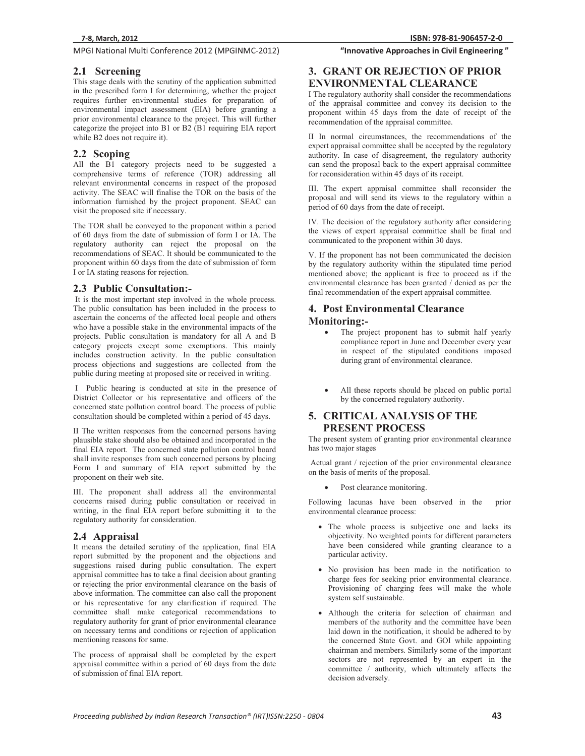## 2.1 Screening

This stage deals with the scrutiny of the application submitted in the prescribed form I for determining, whether the project requires further environmental studies for preparation of environmental impact assessment (EIA) before granting a prior environmental clearance to the project. This will further categorize the project into B1 or B2 (B1 requiring EIA report while B2 does not require it).

## 2.2 Scoping

All the B1 category projects need to be suggested a comprehensive terms of reference (TOR) addressing all relevant environmental concerns in respect of the proposed activity. The SEAC will finalise the TOR on the basis of the information furnished by the project proponent. SEAC can visit the proposed site if necessary.

The TOR shall be conveyed to the proponent within a period of 60 days from the date of submission of form I or IA. The regulatory authority can reject the proposal on the recommendations of SEAC. It should be communicated to the proponent within 60 days from the date of submission of form I or IA stating reasons for rejection.

## 2.3 Public Consultation:-

It is the most important step involved in the whole process. The public consultation has been included in the process to ascertain the concerns of the affected local people and others who have a possible stake in the environmental impacts of the projects. Public consultation is mandatory for all A and B category projects except some exemptions. This mainly includes construction activity. In the public consultation process objections and suggestions are collected from the public during meeting at proposed site or received in writing.

I Public hearing is conducted at site in the presence of District Collector or his representative and officers of the concerned state pollution control board. The process of public consultation should be completed within a period of 45 days.

II The written responses from the concerned persons having plausible stake should also be obtained and incorporated in the final EIA report. The concerned state pollution control board shall invite responses from such concerned persons by placing Form I and summary of EIA report submitted by the proponent on their web site.

III. The proponent shall address all the environmental concerns raised during public consultation or received in writing, in the final EIA report before submitting it to the regulatory authority for consideration.

## 2.4 Appraisal

It means the detailed scrutiny of the application, final EIA report submitted by the proponent and the objections and suggestions raised during public consultation. The expert appraisal committee has to take a final decision about granting or rejecting the prior environmental clearance on the basis of above information. The committee can also call the proponent or his representative for any clarification if required. The committee shall make categorical recommendations to regulatory authority for grant of prior environmental clearance on necessary terms and conditions or rejection of application mentioning reasons for same.

The process of appraisal shall be completed by the expert appraisal committee within a period of 60 days from the date of submission of final EIA report.

# 3. GRANT OR REJECTION OF PRIOR ENVIRONMENTAL CLEARANCE

I The regulatory authority shall consider the recommendations of the appraisal committee and convey its decision to the proponent within 45 days from the date of receipt of the recommendation of the appraisal committee.

II In normal circumstances, the recommendations of the expert appraisal committee shall be accepted by the regulatory authority. In case of disagreement, the regulatory authority can send the proposal back to the expert appraisal committee for reconsideration within 45 days of its receipt.

III. The expert appraisal committee shall reconsider the proposal and will send its views to the regulatory within a period of 60 days from the date of receipt.

IV. The decision of the regulatory authority after considering the views of expert appraisal committee shall be final and communicated to the proponent within 30 days.

V. If the proponent has not been communicated the decision by the regulatory authority within the stipulated time period mentioned above; the applicant is free to proceed as if the environmental clearance has been granted / denied as per the final recommendation of the expert appraisal committee.

# 4. Post Environmental Clearance Monitoring:-

- The project proponent has to submit half yearly compliance report in June and December every year in respect of the stipulated conditions imposed during grant of environmental clearance.
- All these reports should be placed on public portal by the concerned regulatory authority.

# 5. CRITICAL ANALYSIS OF THE PRESENT PROCESS

The present system of granting prior environmental clearance has two major stages

Actual grant / rejection of the prior environmental clearance on the basis of merits of the proposal.

- Post clearance monitoring.

Following lacunas have been observed in the prior environmental clearance process:

- The whole process is subjective one and lacks its objectivity. No weighted points for different parameters have been considered while granting clearance to a particular activity.
- No provision has been made in the notification to charge fees for seeking prior environmental clearance. Provisioning of charging fees will make the whole system self sustainable.
- Although the criteria for selection of chairman and members of the authority and the committee have been laid down in the notification, it should be adhered to by the concerned State Govt. and GOI while appointing chairman and members. Similarly some of the important sectors are not represented by an expert in the committee / authority, which ultimately affects the decision adversely.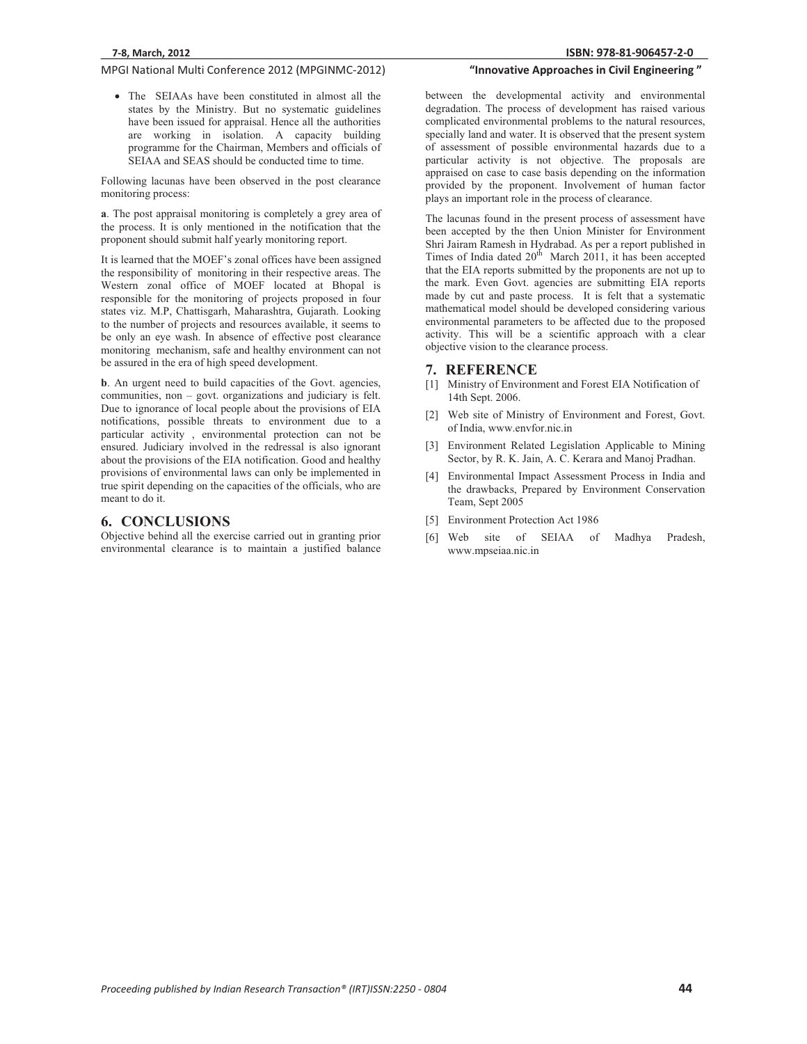- The SEIAAs have been constituted in almost all the states by the Ministry. But no systematic guidelines have been issued for appraisal. Hence all the authorities are working in isolation. A capacity building programme for the Chairman, Members and officials of SEIAA and SEAS should be conducted time to time.

Following lacunas have been observed in the post clearance monitoring process:

**a**. The post appraisal monitoring is completely a grey area of the process. It is only mentioned in the notification that the proponent should submit half yearly monitoring report.

It is learned that the MOEF's zonal offices have been assigned the responsibility of monitoring in their respective areas. The Western zonal office of MOEF located at Bhopal is responsible for the monitoring of projects proposed in four states viz. M.P, Chattisgarh, Maharashtra, Gujarath. Looking to the number of projects and resources available, it seems to be only an eye wash. In absence of effective post clearance monitoring mechanism, safe and healthy environment can not be assured in the era of high speed development.

**b**. An urgent need to build capacities of the Govt. agencies, communities, non – govt. organizations and judiciary is felt. Due to ignorance of local people about the provisions of EIA notifications, possible threats to environment due to a particular activity , environmental protection can not be ensured. Judiciary involved in the redressal is also ignorant about the provisions of the EIA notification. Good and healthy provisions of environmental laws can only be implemented in true spirit depending on the capacities of the officials, who are meant to do it.

## 6. CONCLUSIONS

Objective behind all the exercise carried out in granting prior environmental clearance is to maintain a justified balance between the developmental activity and environmental degradation. The process of development has raised various complicated environmental problems to the natural resources, specially land and water. It is observed that the present system of assessment of possible environmental hazards due to a particular activity is not objective. The proposals are appraised on case to case basis depending on the information provided by the proponent. Involvement of human factor plays an important role in the process of clearance.

The lacunas found in the present process of assessment have been accepted by the then Union Minister for Environment Shri Jairam Ramesh in Hydrabad. As per a report published in Times of India dated 20th March 2011, it has been accepted that the EIA reports submitted by the proponents are not up to the mark. Even Govt. agencies are submitting EIA reports made by cut and paste process. It is felt that a systematic mathematical model should be developed considering various environmental parameters to be affected due to the proposed activity. This will be a scientific approach with a clear objective vision to the clearance process.

## 7. REFERENCE

[1] Ministry of Environment and Forest EIA Notification of 14th Sept. 2006.

[2] Web site of Ministry of Environment and Forest, Govt. of India, www.envfor.nic.in

[3] Environment Related Legislation Applicable to Mining Sector, by R. K. Jain, A. C. Kerara and Manoj Pradhan.

[4] Environmental Impact Assessment Process in India and the drawbacks, Prepared by Environment Conservation Team, Sept 2005

[5] Environment Protection Act 1986

[6] Web site of SEIAA of Madhya Pradesh, www.mpseiaa.nic.in